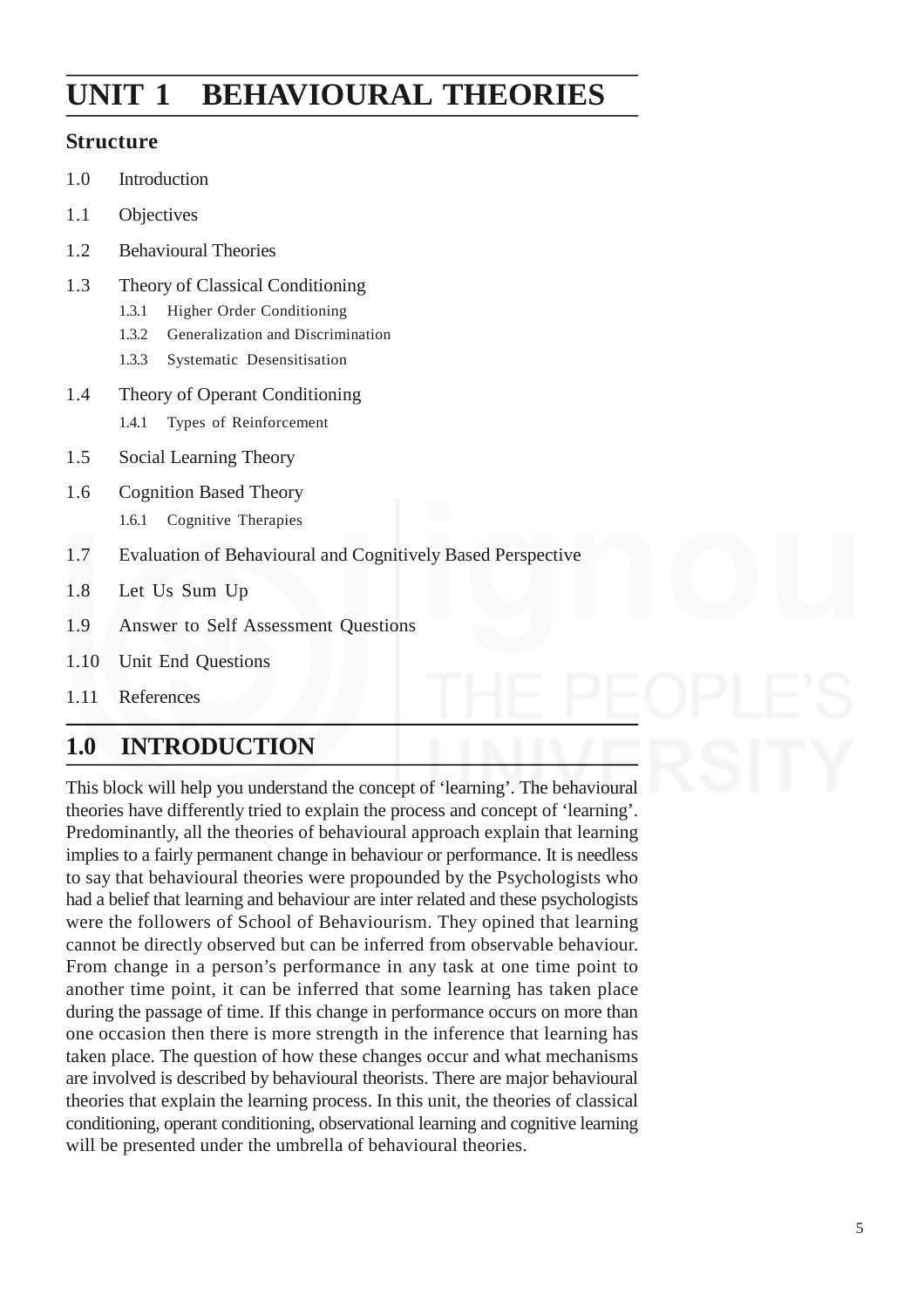# UNIT 1 BEHAVIOURAL THEORIES

## Structure

1.0 Introduction

1.1 Objectives

1.2 Behavioural Theories

1.3 Theory of Classical Conditioning

- 1.3.1 Higher Order Conditioning
- 1.3.2 Generalization and Discrimination
- 1.3.3 Systematic Desensitisation

1.4 Theory of Operant Conditioning

- 1.4.1 Types of Reinforcement

1.5 Social Learning Theory

1.6 Cognition Based Theory

- 1.6.1 Cognitive Therapies

1.7 Evaluation of Behavioural and Cognitively Based Perspective

1.8 Let Us Sum Up

1.9 Answer to Self Assessment Questions

1.10 Unit End Questions

1.11 References

## 1.0 INTRODUCTION

This block will help you understand the concept of 'learning'. The behavioural theories have differently tried to explain the process and concept of 'learning'. Predominantly, all the theories of behavioural approach explain that learning implies to a fairly permanent change in behaviour or performance. It is needless to say that behavioural theories were propounded by the Psychologists who had a belief that learning and behaviour are inter related and these psychologists were the followers of School of Behaviourism. They opined that learning cannot be directly observed but can be inferred from observable behaviour. From change in a person's performance in any task at one time point to another time point, it can be inferred that some learning has taken place during the passage of time. If this change in performance occurs on more than one occasion then there is more strength in the inference that learning has taken place. The question of how these changes occur and what mechanisms are involved is described by behavioural theorists. There are major behavioural theories that explain the learning process. In this unit, the theories of classical conditioning, operant conditioning, observational learning and cognitive learning will be presented under the umbrella of behavioural theories.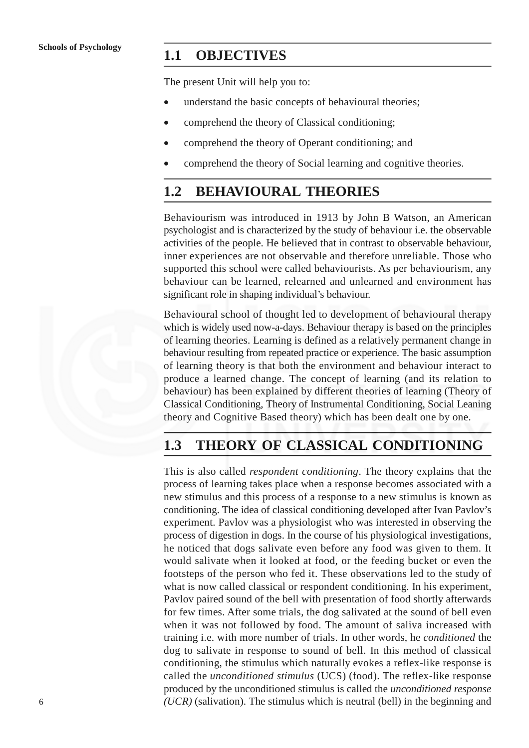## 1.1 OBJECTIVES

The present Unit will help you to:

- understand the basic concepts of behavioural theories;
- comprehend the theory of Classical conditioning;
- comprehend the theory of Operant conditioning; and
- comprehend the theory of Social learning and cognitive theories.

## 1.2 BEHAVIOURAL THEORIES

Behaviourism was introduced in 1913 by John B Watson, an American psychologist and is characterized by the study of behaviour i.e. the observable activities of the people. He believed that in contrast to observable behaviour, inner experiences are not observable and therefore unreliable. Those who supported this school were called behaviourists. As per behaviourism, any behaviour can be learned, relearned and unlearned and environment has significant role in shaping individual's behaviour.

Behavioural school of thought led to development of behavioural therapy which is widely used now-a-days. Behaviour therapy is based on the principles of learning theories. Learning is defined as a relatively permanent change in behaviour resulting from repeated practice or experience. The basic assumption of learning theory is that both the environment and behaviour interact to produce a learned change. The concept of learning (and its relation to behaviour) has been explained by different theories of learning (Theory of Classical Conditioning, Theory of Instrumental Conditioning, Social Leaning theory and Cognitive Based theory) which has been dealt one by one.

## 1.3 THEORY OF CLASSICAL CONDITIONING

This is also called *respondent conditioning*. The theory explains that the process of learning takes place when a response becomes associated with a new stimulus and this process of a response to a new stimulus is known as conditioning. The idea of classical conditioning developed after Ivan Pavlov's experiment. Pavlov was a physiologist who was interested in observing the process of digestion in dogs. In the course of his physiological investigations, he noticed that dogs salivate even before any food was given to them. It would salivate when it looked at food, or the feeding bucket or even the footsteps of the person who fed it. These observations led to the study of what is now called classical or respondent conditioning. In his experiment, Pavlov paired sound of the bell with presentation of food shortly afterwards for few times. After some trials, the dog salivated at the sound of bell even when it was not followed by food. The amount of saliva increased with training i.e. with more number of trials. In other words, he *conditioned* the dog to salivate in response to sound of bell. In this method of classical conditioning, the stimulus which naturally evokes a reflex-like response is called the *unconditioned stimulus* (UCS) (food). The reflex-like response produced by the unconditioned stimulus is called the *unconditioned response (UCR)* (salivation). The stimulus which is neutral (bell) in the beginning and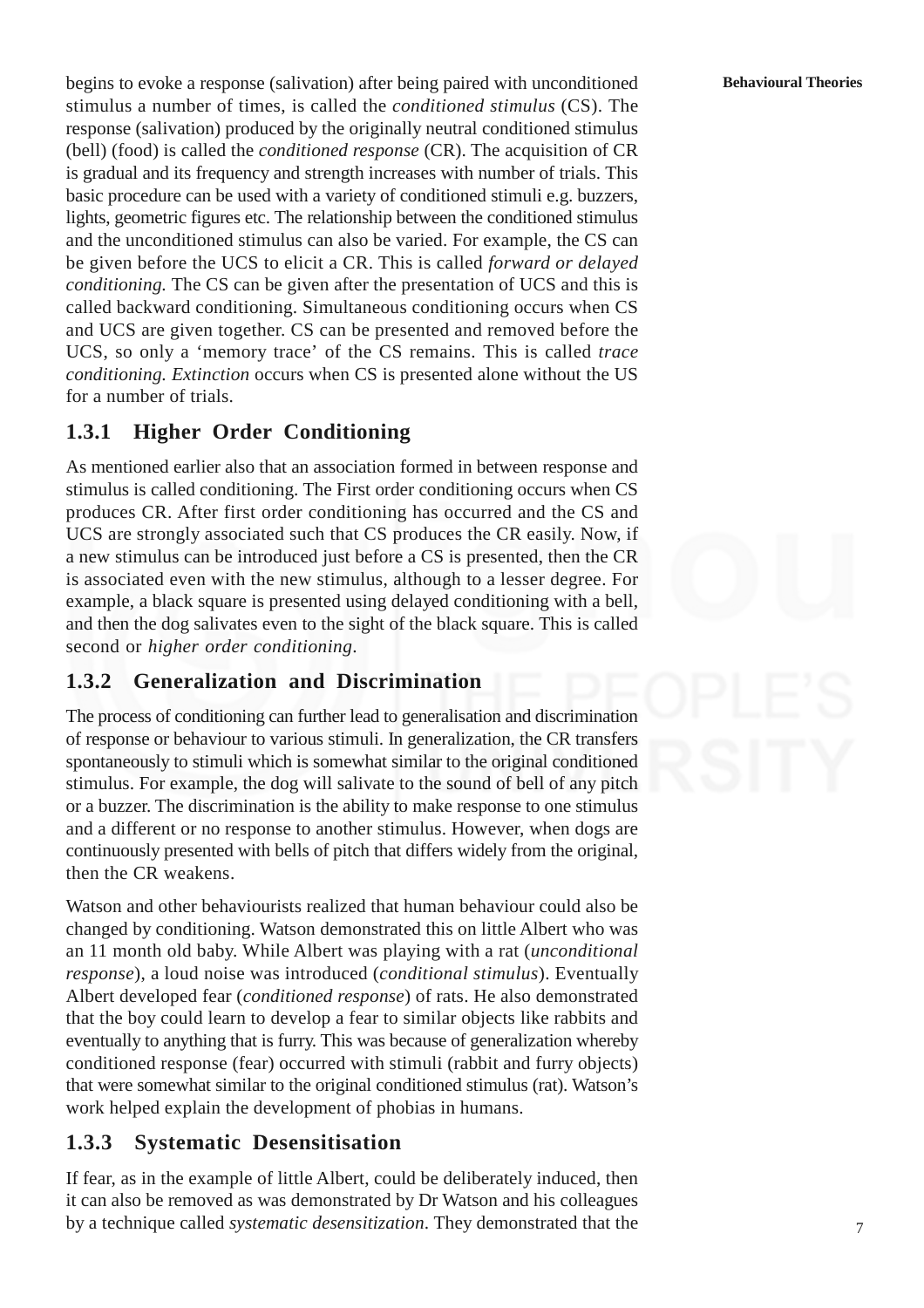begins to evoke a response (salivation) after being paired with unconditioned stimulus a number of times, is called the *conditioned stimulus* (CS). The response (salivation) produced by the originally neutral conditioned stimulus (bell) (food) is called the *conditioned response* (CR). The acquisition of CR is gradual and its frequency and strength increases with number of trials. This basic procedure can be used with a variety of conditioned stimuli e.g. buzzers, lights, geometric figures etc. The relationship between the conditioned stimulus and the unconditioned stimulus can also be varied. For example, the CS can be given before the UCS to elicit a CR. This is called *forward or delayed conditioning.* The CS can be given after the presentation of UCS and this is called backward conditioning. Simultaneous conditioning occurs when CS and UCS are given together. CS can be presented and removed before the UCS, so only a 'memory trace' of the CS remains. This is called *trace conditioning. Extinction* occurs when CS is presented alone without the US for a number of trials.

### 1.3.1 Higher Order Conditioning

As mentioned earlier also that an association formed in between response and stimulus is called conditioning. The First order conditioning occurs when CS produces CR. After first order conditioning has occurred and the CS and UCS are strongly associated such that CS produces the CR easily. Now, if a new stimulus can be introduced just before a CS is presented, then the CR is associated even with the new stimulus, although to a lesser degree. For example, a black square is presented using delayed conditioning with a bell, and then the dog salivates even to the sight of the black square. This is called second or *higher order conditioning*.

### 1.3.2 Generalization and Discrimination

The process of conditioning can further lead to generalisation and discrimination of response or behaviour to various stimuli. In generalization, the CR transfers spontaneously to stimuli which is somewhat similar to the original conditioned stimulus. For example, the dog will salivate to the sound of bell of any pitch or a buzzer. The discrimination is the ability to make response to one stimulus and a different or no response to another stimulus. However, when dogs are continuously presented with bells of pitch that differs widely from the original, then the CR weakens.

Watson and other behaviourists realized that human behaviour could also be changed by conditioning. Watson demonstrated this on little Albert who was an 11 month old baby. While Albert was playing with a rat (*unconditional response*), a loud noise was introduced (*conditional stimulus*). Eventually Albert developed fear (*conditioned response*) of rats. He also demonstrated that the boy could learn to develop a fear to similar objects like rabbits and eventually to anything that is furry. This was because of generalization whereby conditioned response (fear) occurred with stimuli (rabbit and furry objects) that were somewhat similar to the original conditioned stimulus (rat). Watson's work helped explain the development of phobias in humans.

### 1.3.3 Systematic Desensitisation

If fear, as in the example of little Albert, could be deliberately induced, then it can also be removed as was demonstrated by Dr Watson and his colleagues by a technique called *systematic desensitization*. They demonstrated that the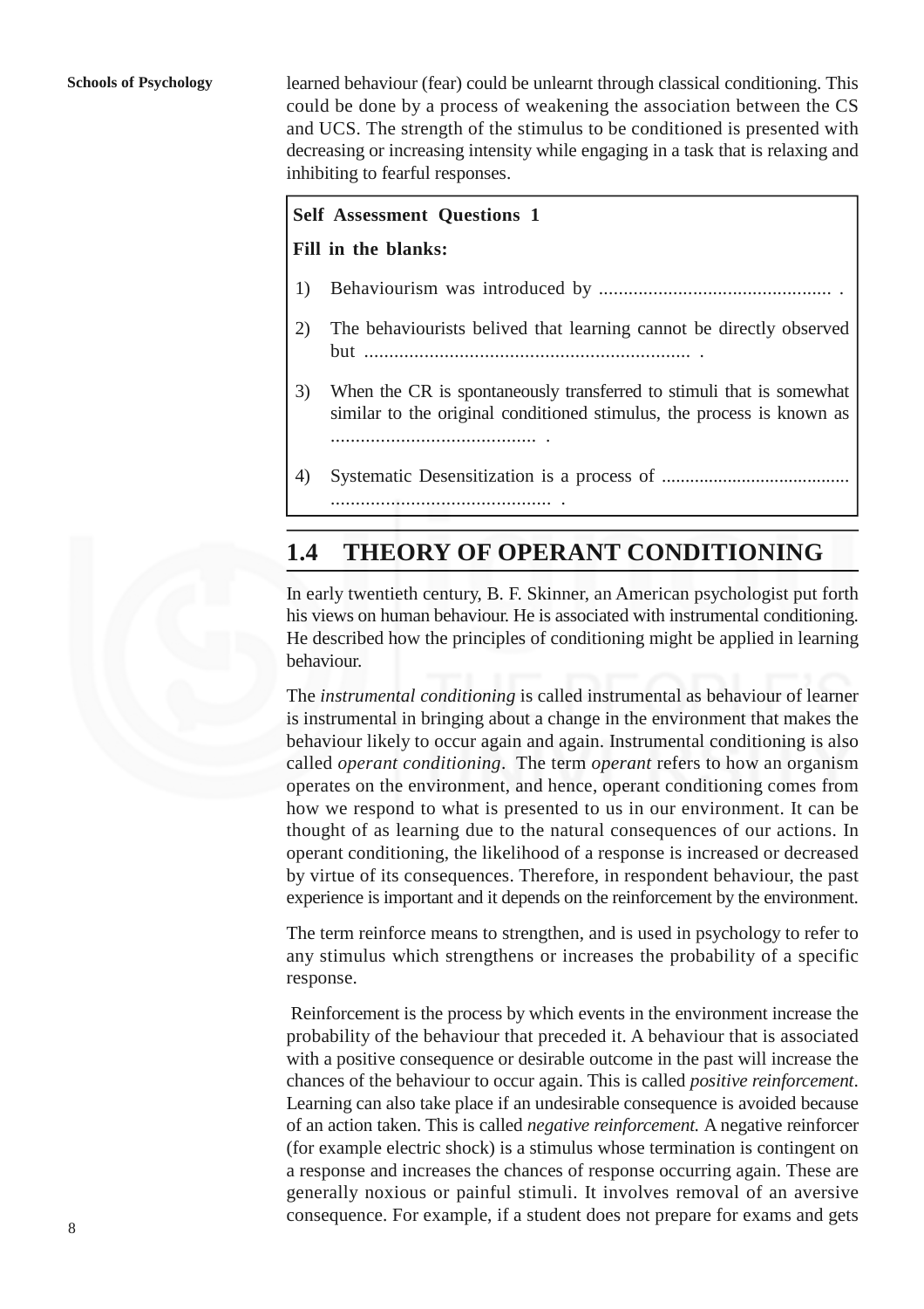learned behaviour (fear) could be unlearnt through classical conditioning. This could be done by a process of weakening the association between the CS and UCS. The strength of the stimulus to be conditioned is presented with decreasing or increasing intensity while engaging in a task that is relaxing and inhibiting to fearful responses.

> **Self Assessment Questions 1**
>
> **Fill in the blanks:**
>
> 1) Behaviourism was introduced by ............................................... .
>
> 2) The behaviourists belived that learning cannot be directly observed but ................................................................. .
>
> 3) When the CR is spontaneously transferred to stimuli that is somewhat similar to the original conditioned stimulus, the process is known as ......................................... .
>
> 4) Systematic Desensitization is a process of ....................................... ............................................ .

## 1.4 THEORY OF OPERANT CONDITIONING

In early twentieth century, B. F. Skinner, an American psychologist put forth his views on human behaviour. He is associated with instrumental conditioning. He described how the principles of conditioning might be applied in learning behaviour.

The *instrumental conditioning* is called instrumental as behaviour of learner is instrumental in bringing about a change in the environment that makes the behaviour likely to occur again and again. Instrumental conditioning is also called *operant conditioning*. The term *operant* refers to how an organism operates on the environment, and hence, operant conditioning comes from how we respond to what is presented to us in our environment. It can be thought of as learning due to the natural consequences of our actions. In operant conditioning, the likelihood of a response is increased or decreased by virtue of its consequences. Therefore, in respondent behaviour, the past experience is important and it depends on the reinforcement by the environment.

The term reinforce means to strengthen, and is used in psychology to refer to any stimulus which strengthens or increases the probability of a specific response.

Reinforcement is the process by which events in the environment increase the probability of the behaviour that preceded it. A behaviour that is associated with a positive consequence or desirable outcome in the past will increase the chances of the behaviour to occur again. This is called *positive reinforcement*. Learning can also take place if an undesirable consequence is avoided because of an action taken. This is called *negative reinforcement.* A negative reinforcer (for example electric shock) is a stimulus whose termination is contingent on a response and increases the chances of response occurring again. These are generally noxious or painful stimuli. It involves removal of an aversive consequence. For example, if a student does not prepare for exams and gets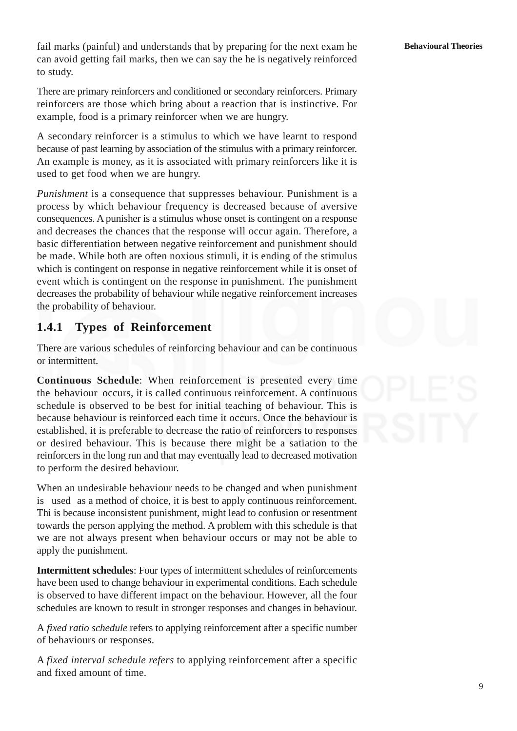fail marks (painful) and understands that by preparing for the next exam he can avoid getting fail marks, then we can say the he is negatively reinforced to study.

There are primary reinforcers and conditioned or secondary reinforcers. Primary reinforcers are those which bring about a reaction that is instinctive. For example, food is a primary reinforcer when we are hungry.

A secondary reinforcer is a stimulus to which we have learnt to respond because of past learning by association of the stimulus with a primary reinforcer. An example is money, as it is associated with primary reinforcers like it is used to get food when we are hungry.

*Punishment* is a consequence that suppresses behaviour. Punishment is a process by which behaviour frequency is decreased because of aversive consequences. A punisher is a stimulus whose onset is contingent on a response and decreases the chances that the response will occur again. Therefore, a basic differentiation between negative reinforcement and punishment should be made. While both are often noxious stimuli, it is ending of the stimulus which is contingent on response in negative reinforcement while it is onset of event which is contingent on the response in punishment. The punishment decreases the probability of behaviour while negative reinforcement increases the probability of behaviour.

### 1.4.1 Types of Reinforcement

There are various schedules of reinforcing behaviour and can be continuous or intermittent.

**Continuous Schedule**: When reinforcement is presented every time the behaviour occurs, it is called continuous reinforcement. A continuous schedule is observed to be best for initial teaching of behaviour. This is because behaviour is reinforced each time it occurs. Once the behaviour is established, it is preferable to decrease the ratio of reinforcers to responses or desired behaviour. This is because there might be a satiation to the reinforcers in the long run and that may eventually lead to decreased motivation to perform the desired behaviour.

When an undesirable behaviour needs to be changed and when punishment is used as a method of choice, it is best to apply continuous reinforcement. Thi is because inconsistent punishment, might lead to confusion or resentment towards the person applying the method. A problem with this schedule is that we are not always present when behaviour occurs or may not be able to apply the punishment.

**Intermittent schedules**: Four types of intermittent schedules of reinforcements have been used to change behaviour in experimental conditions. Each schedule is observed to have different impact on the behaviour. However, all the four schedules are known to result in stronger responses and changes in behaviour.

A *fixed ratio schedule* refers to applying reinforcement after a specific number of behaviours or responses.

A *fixed interval schedule refers* to applying reinforcement after a specific and fixed amount of time.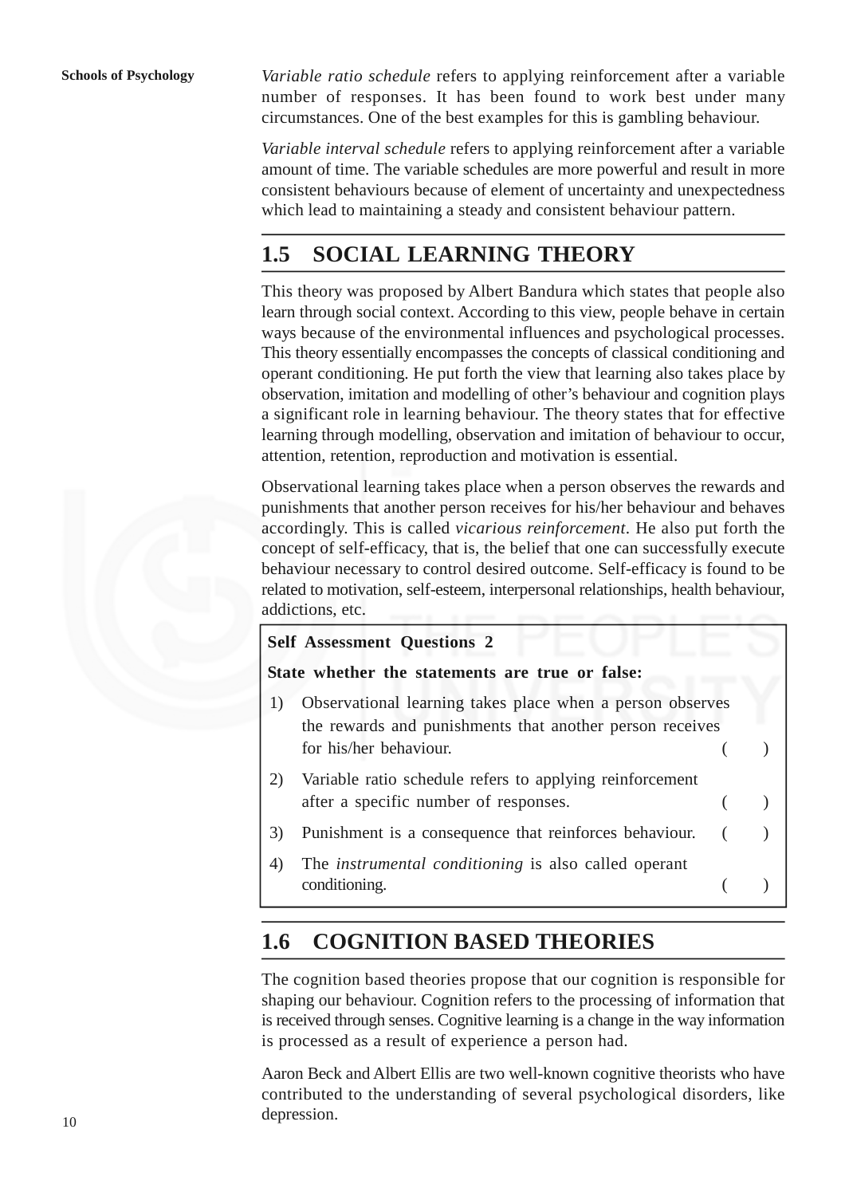*Variable ratio schedule* refers to applying reinforcement after a variable number of responses. It has been found to work best under many circumstances. One of the best examples for this is gambling behaviour.

*Variable interval schedule* refers to applying reinforcement after a variable amount of time. The variable schedules are more powerful and result in more consistent behaviours because of element of uncertainty and unexpectedness which lead to maintaining a steady and consistent behaviour pattern.

## 1.5 SOCIAL LEARNING THEORY

This theory was proposed by Albert Bandura which states that people also learn through social context. According to this view, people behave in certain ways because of the environmental influences and psychological processes. This theory essentially encompasses the concepts of classical conditioning and operant conditioning. He put forth the view that learning also takes place by observation, imitation and modelling of other's behaviour and cognition plays a significant role in learning behaviour. The theory states that for effective learning through modelling, observation and imitation of behaviour to occur, attention, retention, reproduction and motivation is essential.

Observational learning takes place when a person observes the rewards and punishments that another person receives for his/her behaviour and behaves accordingly. This is called *vicarious reinforcement*. He also put forth the concept of self-efficacy, that is, the belief that one can successfully execute behaviour necessary to control desired outcome. Self-efficacy is found to be related to motivation, self-esteem, interpersonal relationships, health behaviour, addictions, etc.

**Self Assessment Questions 2**

**State whether the statements are true or false:**

1) Observational learning takes place when a person observes the rewards and punishments that another person receives for his/her behaviour. ( )
2) Variable ratio schedule refers to applying reinforcement after a specific number of responses. ( )
3) Punishment is a consequence that reinforces behaviour. ( )
4) The *instrumental conditioning* is also called operant conditioning. ( )

## 1.6 COGNITION BASED THEORIES

The cognition based theories propose that our cognition is responsible for shaping our behaviour. Cognition refers to the processing of information that is received through senses. Cognitive learning is a change in the way information is processed as a result of experience a person had.

Aaron Beck and Albert Ellis are two well-known cognitive theorists who have contributed to the understanding of several psychological disorders, like depression.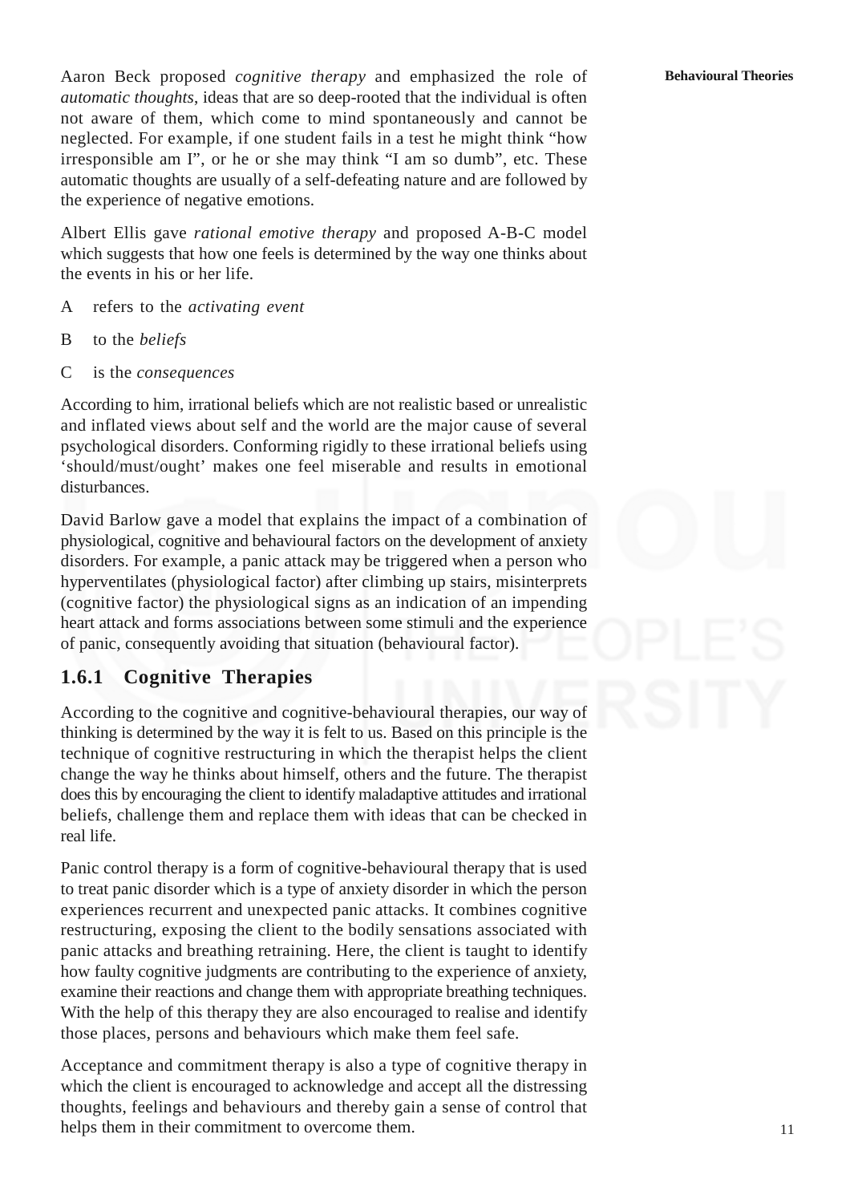Aaron Beck proposed *cognitive therapy* and emphasized the role of *automatic thoughts*, ideas that are so deep-rooted that the individual is often not aware of them, which come to mind spontaneously and cannot be neglected. For example, if one student fails in a test he might think "how irresponsible am I", or he or she may think "I am so dumb", etc. These automatic thoughts are usually of a self-defeating nature and are followed by the experience of negative emotions.

Albert Ellis gave *rational emotive therapy* and proposed A-B-C model which suggests that how one feels is determined by the way one thinks about the events in his or her life.

A refers to the *activating event*

B to the *beliefs*

C is the *consequences*

According to him, irrational beliefs which are not realistic based or unrealistic and inflated views about self and the world are the major cause of several psychological disorders. Conforming rigidly to these irrational beliefs using 'should/must/ought' makes one feel miserable and results in emotional disturbances.

David Barlow gave a model that explains the impact of a combination of physiological, cognitive and behavioural factors on the development of anxiety disorders. For example, a panic attack may be triggered when a person who hyperventilates (physiological factor) after climbing up stairs, misinterprets (cognitive factor) the physiological signs as an indication of an impending heart attack and forms associations between some stimuli and the experience of panic, consequently avoiding that situation (behavioural factor).

### 1.6.1 Cognitive Therapies

According to the cognitive and cognitive-behavioural therapies, our way of thinking is determined by the way it is felt to us. Based on this principle is the technique of cognitive restructuring in which the therapist helps the client change the way he thinks about himself, others and the future. The therapist does this by encouraging the client to identify maladaptive attitudes and irrational beliefs, challenge them and replace them with ideas that can be checked in real life.

Panic control therapy is a form of cognitive-behavioural therapy that is used to treat panic disorder which is a type of anxiety disorder in which the person experiences recurrent and unexpected panic attacks. It combines cognitive restructuring, exposing the client to the bodily sensations associated with panic attacks and breathing retraining. Here, the client is taught to identify how faulty cognitive judgments are contributing to the experience of anxiety, examine their reactions and change them with appropriate breathing techniques. With the help of this therapy they are also encouraged to realise and identify those places, persons and behaviours which make them feel safe.

Acceptance and commitment therapy is also a type of cognitive therapy in which the client is encouraged to acknowledge and accept all the distressing thoughts, feelings and behaviours and thereby gain a sense of control that helps them in their commitment to overcome them.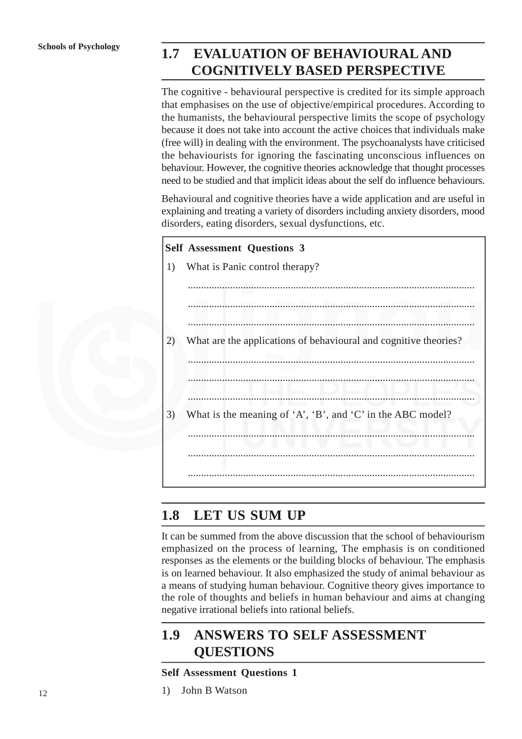## 1.7 EVALUATION OF BEHAVIOURAL AND COGNITIVELY BASED PERSPECTIVE

The cognitive - behavioural perspective is credited for its simple approach that emphasises on the use of objective/empirical procedures. According to the humanists, the behavioural perspective limits the scope of psychology because it does not take into account the active choices that individuals make (free will) in dealing with the environment. The psychoanalysts have criticised the behaviourists for ignoring the fascinating unconscious influences on behaviour. However, the cognitive theories acknowledge that thought processes need to be studied and that implicit ideas about the self do influence behaviours.

Behavioural and cognitive theories have a wide application and are useful in explaining and treating a variety of disorders including anxiety disorders, mood disorders, eating disorders, sexual dysfunctions, etc.

> **Self Assessment Questions 3**
>
> 1) What is Panic control therapy?
>
> ...........................................................................................................
>
> ...........................................................................................................
>
> ...........................................................................................................
>
> 2) What are the applications of behavioural and cognitive theories?
>
> ...........................................................................................................
>
> ...........................................................................................................
>
> ...........................................................................................................
>
> 3) What is the meaning of 'A', 'B', and 'C' in the ABC model?
>
> ...........................................................................................................
>
> ...........................................................................................................
>
> ...........................................................................................................

## 1.8 LET US SUM UP

It can be summed from the above discussion that the school of behaviourism emphasized on the process of learning, The emphasis is on conditioned responses as the elements or the building blocks of behaviour. The emphasis is on learned behaviour. It also emphasized the study of animal behaviour as a means of studying human behaviour. Cognitive theory gives importance to the role of thoughts and beliefs in human behaviour and aims at changing negative irrational beliefs into rational beliefs.

## 1.9 ANSWERS TO SELF ASSESSMENT QUESTIONS

**Self Assessment Questions 1**

1) John B Watson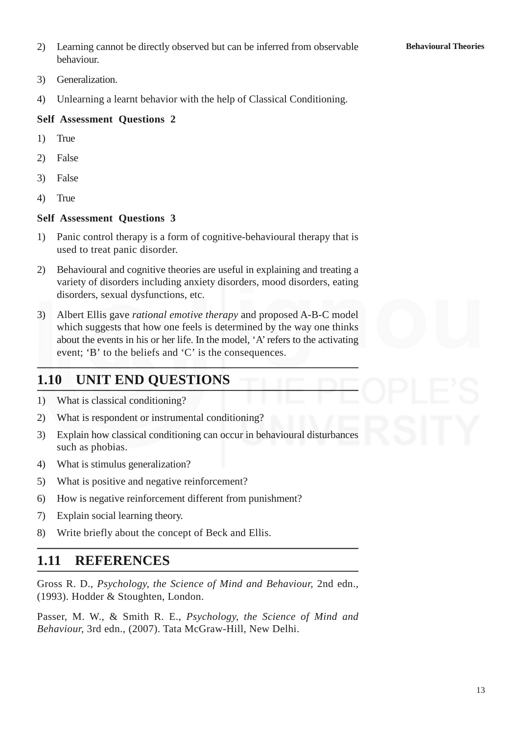2) Learning cannot be directly observed but can be inferred from observable behaviour.

3) Generalization.

4) Unlearning a learnt behavior with the help of Classical Conditioning.

**Self Assessment Questions 2**

1) True

2) False

3) False

4) True

**Self Assessment Questions 3**

1) Panic control therapy is a form of cognitive-behavioural therapy that is used to treat panic disorder.

2) Behavioural and cognitive theories are useful in explaining and treating a variety of disorders including anxiety disorders, mood disorders, eating disorders, sexual dysfunctions, etc.

3) Albert Ellis gave *rational emotive therapy* and proposed A-B-C model which suggests that how one feels is determined by the way one thinks about the events in his or her life. In the model, 'A' refers to the activating event; 'B' to the beliefs and 'C' is the consequences.

## 1.10 UNIT END QUESTIONS

1) What is classical conditioning?

2) What is respondent or instrumental conditioning?

3) Explain how classical conditioning can occur in behavioural disturbances such as phobias.

4) What is stimulus generalization?

5) What is positive and negative reinforcement?

6) How is negative reinforcement different from punishment?

7) Explain social learning theory.

8) Write briefly about the concept of Beck and Ellis.

## 1.11 REFERENCES

Gross R. D., *Psychology, the Science of Mind and Behaviour,* 2nd edn., (1993). Hodder & Stoughten, London.

Passer, M. W., & Smith R. E., *Psychology, the Science of Mind and Behaviour,* 3rd edn., (2007). Tata McGraw-Hill, New Delhi.